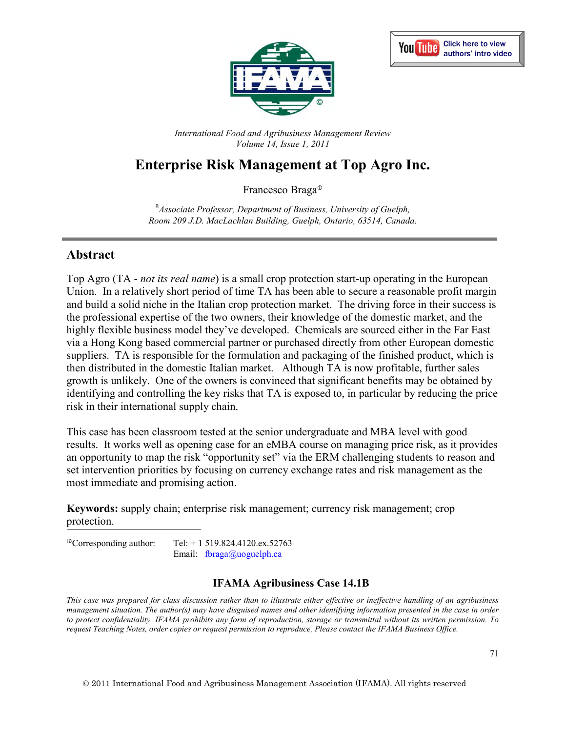International Food and Agribusiness Management Review
Volume 14, Issue 1, 2011

# Enterprise Risk Management at Top Agro Inc.

Francesco Braga[Φ]

[a]*Associate Professor, Department of Business, University of Guelph, Room 209 J.D. MacLachlan Building, Guelph, Ontario, 63514, Canada.*

## Abstract

Top Agro (TA - *not its real name*) is a small crop protection start-up operating in the European Union. In a relatively short period of time TA has been able to secure a reasonable profit margin and build a solid niche in the Italian crop protection market. The driving force in their success is the professional expertise of the two owners, their knowledge of the domestic market, and the highly flexible business model they've developed. Chemicals are sourced either in the Far East via a Hong Kong based commercial partner or purchased directly from other European domestic suppliers. TA is responsible for the formulation and packaging of the finished product, which is then distributed in the domestic Italian market. Although TA is now profitable, further sales growth is unlikely. One of the owners is convinced that significant benefits may be obtained by identifying and controlling the key risks that TA is exposed to, in particular by reducing the price risk in their international supply chain.

This case has been classroom tested at the senior undergraduate and MBA level with good results. It works well as opening case for an eMBA course on managing price risk, as it provides an opportunity to map the risk "opportunity set" via the ERM challenging students to reason and set intervention priorities by focusing on currency exchange rates and risk management as the most immediate and promising action.

**Keywords:** supply chain; enterprise risk management; currency risk management; crop protection.

[Φ]Corresponding author: Tel: + 1 519.824.4120.ex.52763
Email: fbraga@uoguelph.ca

**IFAMA Agribusiness Case 14.1B**

*This case was prepared for class discussion rather than to illustrate either effective or ineffective handling of an agribusiness management situation. The author(s) may have disguised names and other identifying information presented in the case in order to protect confidentiality. IFAMA prohibits any form of reproduction, storage or transmittal without its written permission. To request Teaching Notes, order copies or request permission to reproduce, Please contact the IFAMA Business Office.*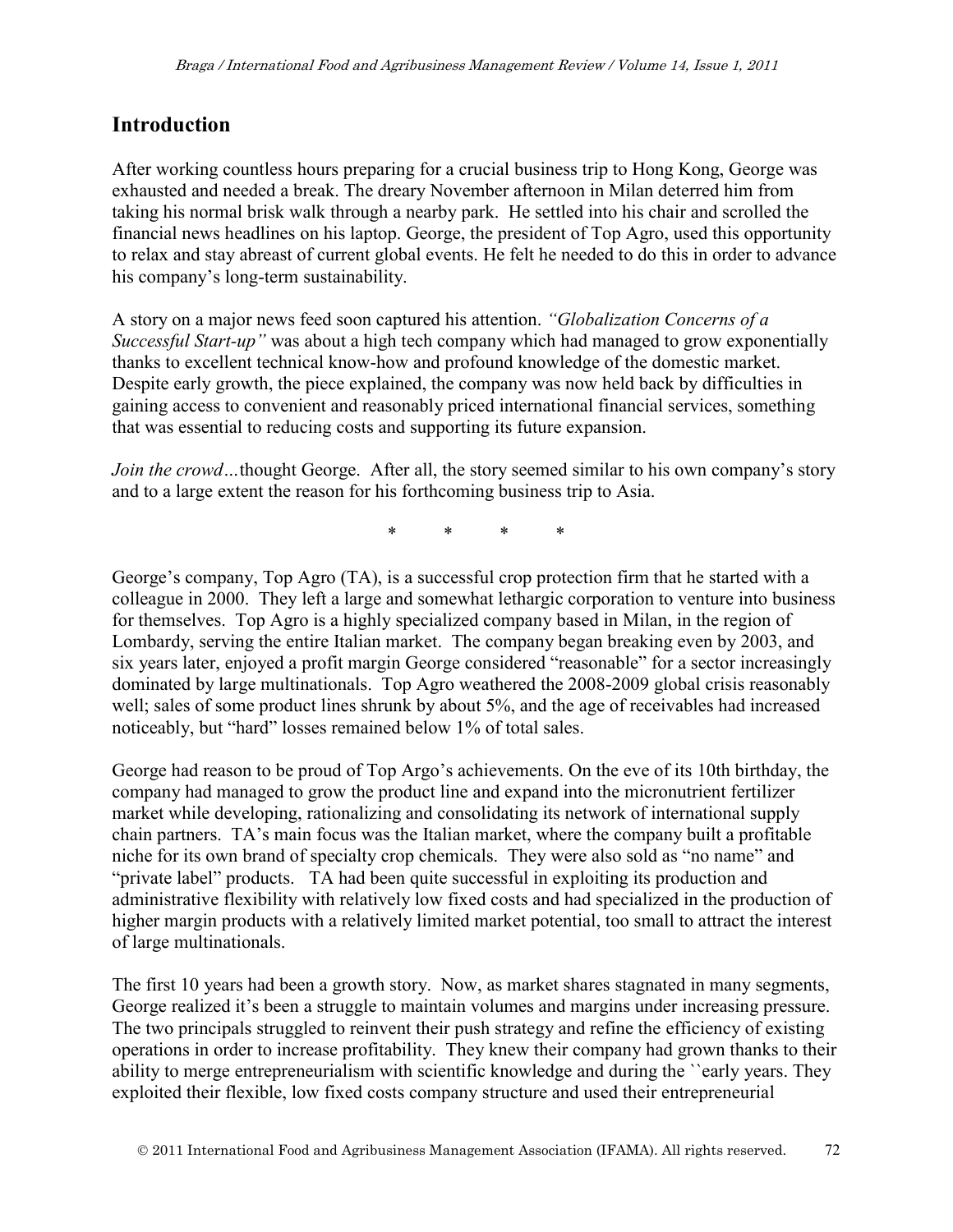## Introduction

After working countless hours preparing for a crucial business trip to Hong Kong, George was exhausted and needed a break. The dreary November afternoon in Milan deterred him from taking his normal brisk walk through a nearby park. He settled into his chair and scrolled the financial news headlines on his laptop. George, the president of Top Agro, used this opportunity to relax and stay abreast of current global events. He felt he needed to do this in order to advance his company's long-term sustainability.

A story on a major news feed soon captured his attention. *"Globalization Concerns of a Successful Start-up"* was about a high tech company which had managed to grow exponentially thanks to excellent technical know-how and profound knowledge of the domestic market. Despite early growth, the piece explained, the company was now held back by difficulties in gaining access to convenient and reasonably priced international financial services, something that was essential to reducing costs and supporting its future expansion.

*Join the crowd…*thought George. After all, the story seemed similar to his own company's story and to a large extent the reason for his forthcoming business trip to Asia.

\* \* \* \*

George's company, Top Agro (TA), is a successful crop protection firm that he started with a colleague in 2000. They left a large and somewhat lethargic corporation to venture into business for themselves. Top Agro is a highly specialized company based in Milan, in the region of Lombardy, serving the entire Italian market. The company began breaking even by 2003, and six years later, enjoyed a profit margin George considered "reasonable" for a sector increasingly dominated by large multinationals. Top Agro weathered the 2008-2009 global crisis reasonably well; sales of some product lines shrunk by about 5%, and the age of receivables had increased noticeably, but "hard" losses remained below 1% of total sales.

George had reason to be proud of Top Argo's achievements. On the eve of its 10th birthday, the company had managed to grow the product line and expand into the micronutrient fertilizer market while developing, rationalizing and consolidating its network of international supply chain partners. TA's main focus was the Italian market, where the company built a profitable niche for its own brand of specialty crop chemicals. They were also sold as "no name" and "private label" products. TA had been quite successful in exploiting its production and administrative flexibility with relatively low fixed costs and had specialized in the production of higher margin products with a relatively limited market potential, too small to attract the interest of large multinationals.

The first 10 years had been a growth story. Now, as market shares stagnated in many segments, George realized it's been a struggle to maintain volumes and margins under increasing pressure. The two principals struggled to reinvent their push strategy and refine the efficiency of existing operations in order to increase profitability. They knew their company had grown thanks to their ability to merge entrepreneurialism with scientific knowledge and during the ``early years. They exploited their flexible, low fixed costs company structure and used their entrepreneurial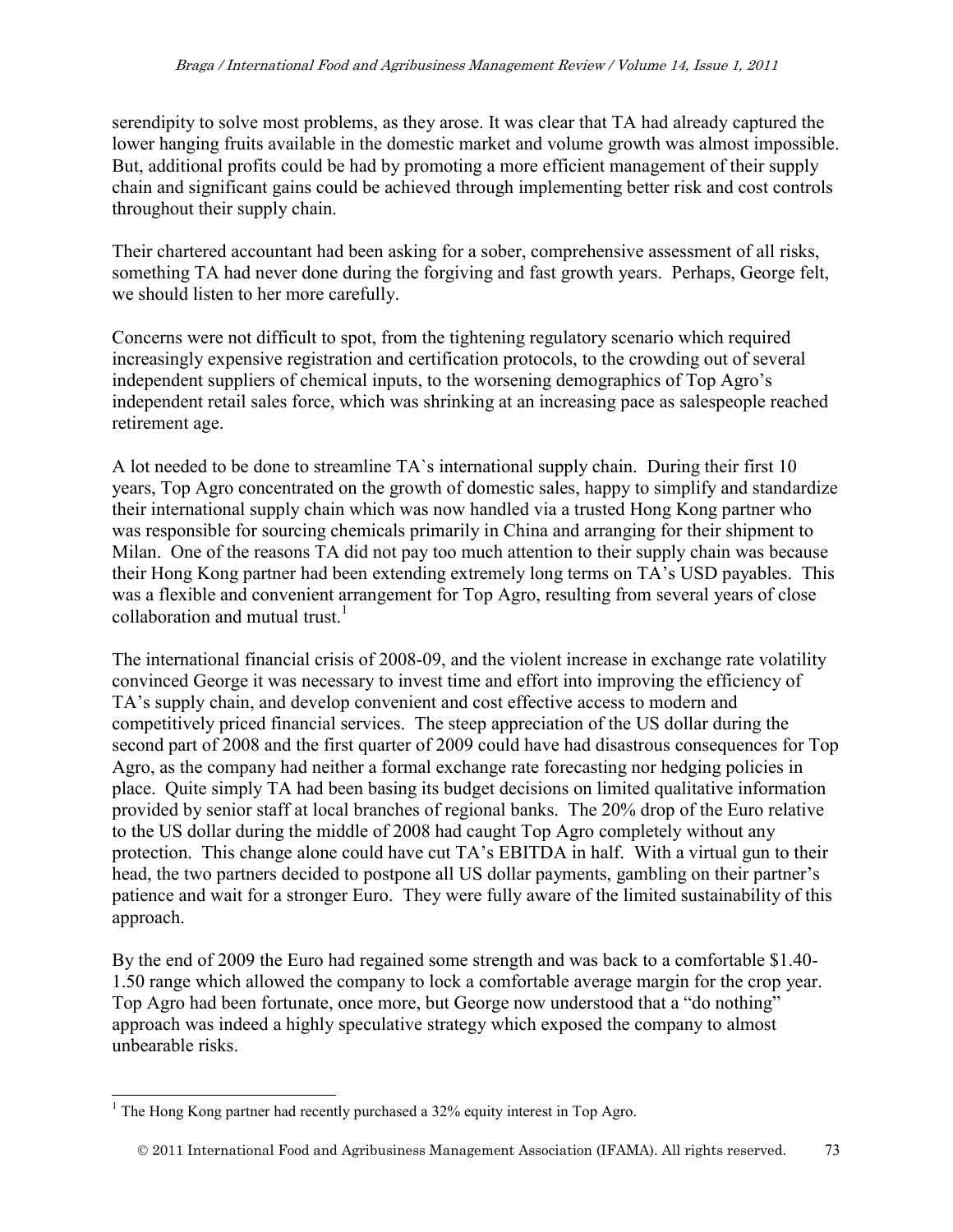serendipity to solve most problems, as they arose. It was clear that TA had already captured the lower hanging fruits available in the domestic market and volume growth was almost impossible. But, additional profits could be had by promoting a more efficient management of their supply chain and significant gains could be achieved through implementing better risk and cost controls throughout their supply chain.

Their chartered accountant had been asking for a sober, comprehensive assessment of all risks, something TA had never done during the forgiving and fast growth years. Perhaps, George felt, we should listen to her more carefully.

Concerns were not difficult to spot, from the tightening regulatory scenario which required increasingly expensive registration and certification protocols, to the crowding out of several independent suppliers of chemical inputs, to the worsening demographics of Top Agro's independent retail sales force, which was shrinking at an increasing pace as salespeople reached retirement age.

A lot needed to be done to streamline TA`s international supply chain. During their first 10 years, Top Agro concentrated on the growth of domestic sales, happy to simplify and standardize their international supply chain which was now handled via a trusted Hong Kong partner who was responsible for sourcing chemicals primarily in China and arranging for their shipment to Milan. One of the reasons TA did not pay too much attention to their supply chain was because their Hong Kong partner had been extending extremely long terms on TA's USD payables. This was a flexible and convenient arrangement for Top Agro, resulting from several years of close collaboration and mutual trust.[1]

The international financial crisis of 2008-09, and the violent increase in exchange rate volatility convinced George it was necessary to invest time and effort into improving the efficiency of TA's supply chain, and develop convenient and cost effective access to modern and competitively priced financial services. The steep appreciation of the US dollar during the second part of 2008 and the first quarter of 2009 could have had disastrous consequences for Top Agro, as the company had neither a formal exchange rate forecasting nor hedging policies in place. Quite simply TA had been basing its budget decisions on limited qualitative information provided by senior staff at local branches of regional banks. The 20% drop of the Euro relative to the US dollar during the middle of 2008 had caught Top Agro completely without any protection. This change alone could have cut TA's EBITDA in half. With a virtual gun to their head, the two partners decided to postpone all US dollar payments, gambling on their partner's patience and wait for a stronger Euro. They were fully aware of the limited sustainability of this approach.

By the end of 2009 the Euro had regained some strength and was back to a comfortable \$1.40-1.50 range which allowed the company to lock a comfortable average margin for the crop year. Top Agro had been fortunate, once more, but George now understood that a "do nothing" approach was indeed a highly speculative strategy which exposed the company to almost unbearable risks.

[1] The Hong Kong partner had recently purchased a 32% equity interest in Top Agro.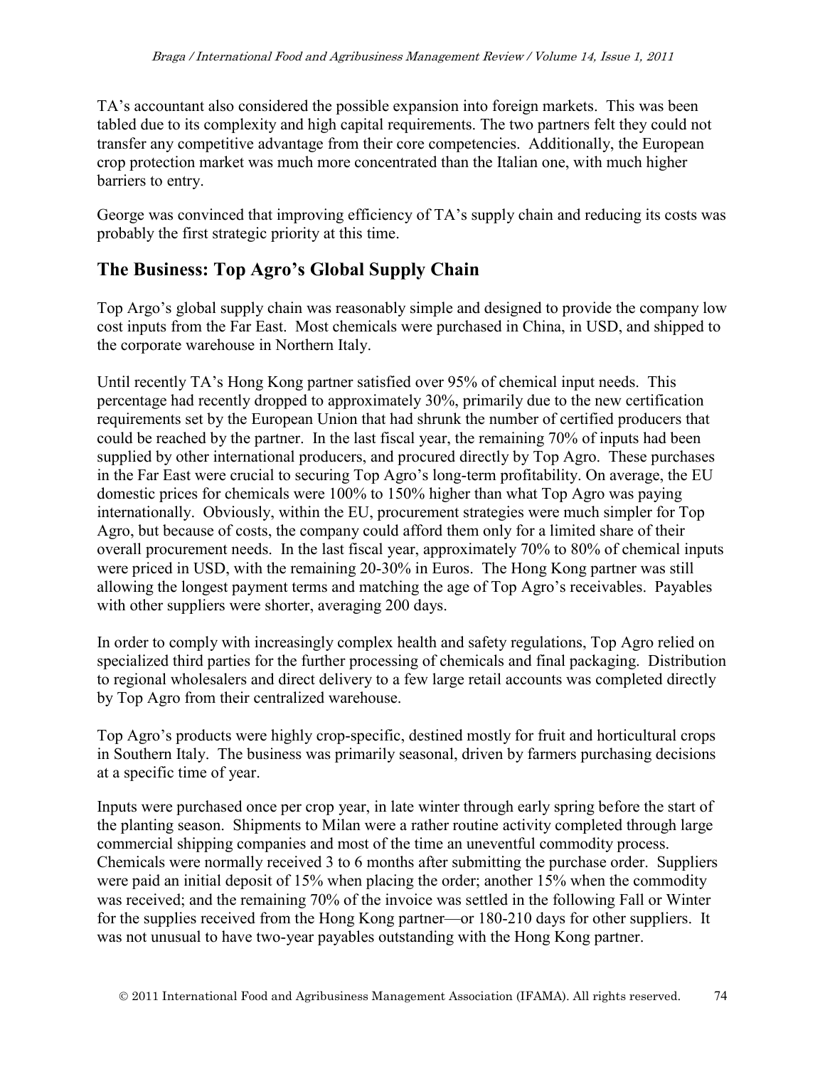TA's accountant also considered the possible expansion into foreign markets. This was been tabled due to its complexity and high capital requirements. The two partners felt they could not transfer any competitive advantage from their core competencies. Additionally, the European crop protection market was much more concentrated than the Italian one, with much higher barriers to entry.

George was convinced that improving efficiency of TA's supply chain and reducing its costs was probably the first strategic priority at this time.

## The Business: Top Agro's Global Supply Chain

Top Argo's global supply chain was reasonably simple and designed to provide the company low cost inputs from the Far East. Most chemicals were purchased in China, in USD, and shipped to the corporate warehouse in Northern Italy.

Until recently TA's Hong Kong partner satisfied over 95% of chemical input needs. This percentage had recently dropped to approximately 30%, primarily due to the new certification requirements set by the European Union that had shrunk the number of certified producers that could be reached by the partner. In the last fiscal year, the remaining 70% of inputs had been supplied by other international producers, and procured directly by Top Agro. These purchases in the Far East were crucial to securing Top Agro's long-term profitability. On average, the EU domestic prices for chemicals were 100% to 150% higher than what Top Agro was paying internationally. Obviously, within the EU, procurement strategies were much simpler for Top Agro, but because of costs, the company could afford them only for a limited share of their overall procurement needs. In the last fiscal year, approximately 70% to 80% of chemical inputs were priced in USD, with the remaining 20-30% in Euros. The Hong Kong partner was still allowing the longest payment terms and matching the age of Top Agro's receivables. Payables with other suppliers were shorter, averaging 200 days.

In order to comply with increasingly complex health and safety regulations, Top Agro relied on specialized third parties for the further processing of chemicals and final packaging. Distribution to regional wholesalers and direct delivery to a few large retail accounts was completed directly by Top Agro from their centralized warehouse.

Top Agro's products were highly crop-specific, destined mostly for fruit and horticultural crops in Southern Italy. The business was primarily seasonal, driven by farmers purchasing decisions at a specific time of year.

Inputs were purchased once per crop year, in late winter through early spring before the start of the planting season. Shipments to Milan were a rather routine activity completed through large commercial shipping companies and most of the time an uneventful commodity process. Chemicals were normally received 3 to 6 months after submitting the purchase order. Suppliers were paid an initial deposit of 15% when placing the order; another 15% when the commodity was received; and the remaining 70% of the invoice was settled in the following Fall or Winter for the supplies received from the Hong Kong partner—or 180-210 days for other suppliers. It was not unusual to have two-year payables outstanding with the Hong Kong partner.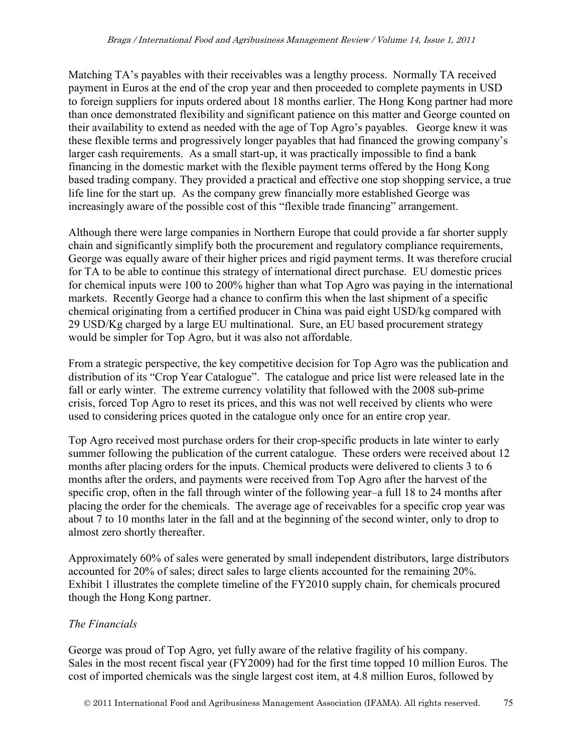Matching TA's payables with their receivables was a lengthy process. Normally TA received payment in Euros at the end of the crop year and then proceeded to complete payments in USD to foreign suppliers for inputs ordered about 18 months earlier. The Hong Kong partner had more than once demonstrated flexibility and significant patience on this matter and George counted on their availability to extend as needed with the age of Top Agro's payables. George knew it was these flexible terms and progressively longer payables that had financed the growing company's larger cash requirements. As a small start-up, it was practically impossible to find a bank financing in the domestic market with the flexible payment terms offered by the Hong Kong based trading company. They provided a practical and effective one stop shopping service, a true life line for the start up. As the company grew financially more established George was increasingly aware of the possible cost of this "flexible trade financing" arrangement.

Although there were large companies in Northern Europe that could provide a far shorter supply chain and significantly simplify both the procurement and regulatory compliance requirements, George was equally aware of their higher prices and rigid payment terms. It was therefore crucial for TA to be able to continue this strategy of international direct purchase. EU domestic prices for chemical inputs were 100 to 200% higher than what Top Agro was paying in the international markets. Recently George had a chance to confirm this when the last shipment of a specific chemical originating from a certified producer in China was paid eight USD/kg compared with 29 USD/Kg charged by a large EU multinational. Sure, an EU based procurement strategy would be simpler for Top Agro, but it was also not affordable.

From a strategic perspective, the key competitive decision for Top Agro was the publication and distribution of its "Crop Year Catalogue". The catalogue and price list were released late in the fall or early winter. The extreme currency volatility that followed with the 2008 sub-prime crisis, forced Top Agro to reset its prices, and this was not well received by clients who were used to considering prices quoted in the catalogue only once for an entire crop year.

Top Agro received most purchase orders for their crop-specific products in late winter to early summer following the publication of the current catalogue. These orders were received about 12 months after placing orders for the inputs. Chemical products were delivered to clients 3 to 6 months after the orders, and payments were received from Top Agro after the harvest of the specific crop, often in the fall through winter of the following year–a full 18 to 24 months after placing the order for the chemicals. The average age of receivables for a specific crop year was about 7 to 10 months later in the fall and at the beginning of the second winter, only to drop to almost zero shortly thereafter.

Approximately 60% of sales were generated by small independent distributors, large distributors accounted for 20% of sales; direct sales to large clients accounted for the remaining 20%. Exhibit 1 illustrates the complete timeline of the FY2010 supply chain, for chemicals procured though the Hong Kong partner.

*The Financials*

George was proud of Top Agro, yet fully aware of the relative fragility of his company. Sales in the most recent fiscal year (FY2009) had for the first time topped 10 million Euros. The cost of imported chemicals was the single largest cost item, at 4.8 million Euros, followed by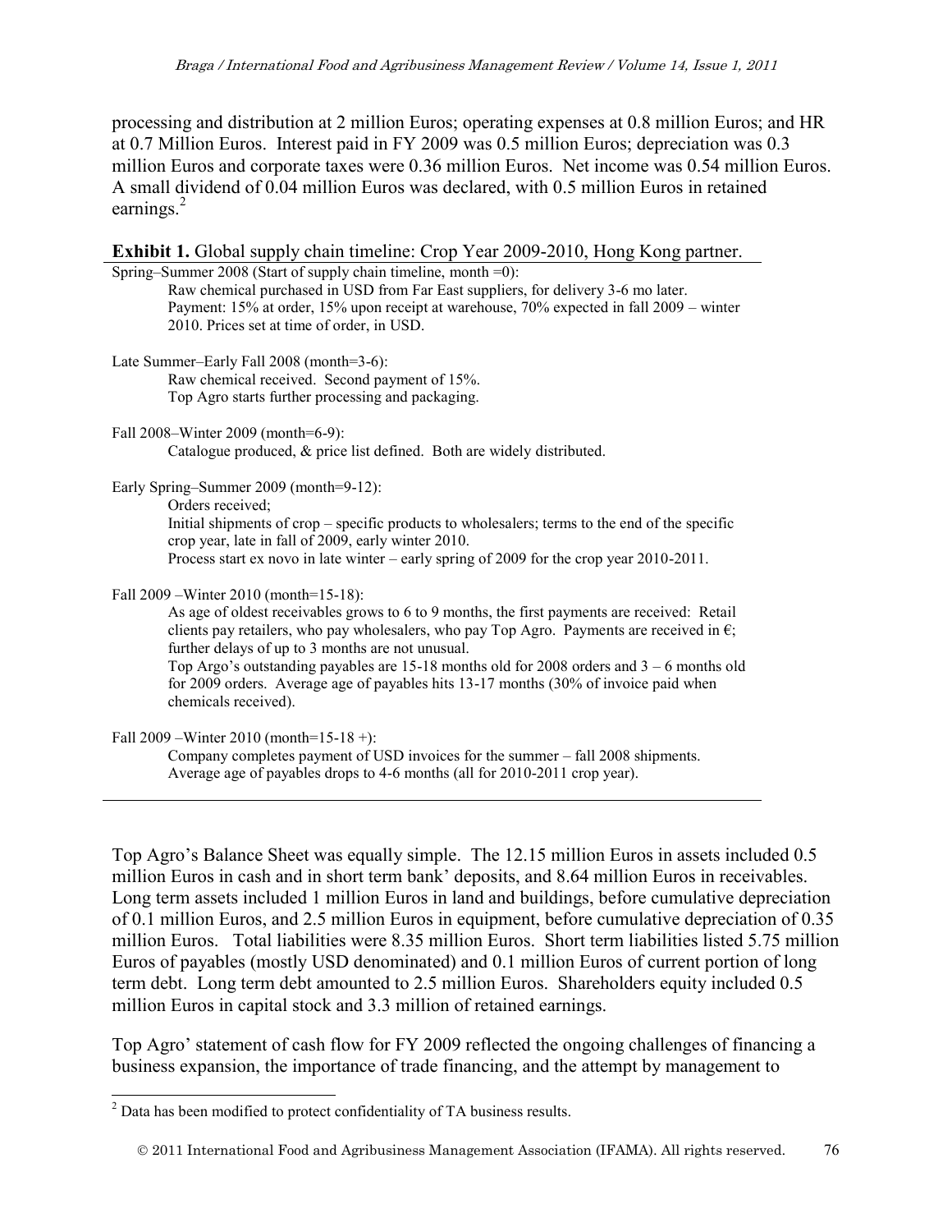processing and distribution at 2 million Euros; operating expenses at 0.8 million Euros; and HR at 0.7 Million Euros. Interest paid in FY 2009 was 0.5 million Euros; depreciation was 0.3 million Euros and corporate taxes were 0.36 million Euros. Net income was 0.54 million Euros. A small dividend of 0.04 million Euros was declared, with 0.5 million Euros in retained earnings.[2]

**Exhibit 1.** Global supply chain timeline: Crop Year 2009-2010, Hong Kong partner.

Spring–Summer 2008 (Start of supply chain timeline, month =0):
- Raw chemical purchased in USD from Far East suppliers, for delivery 3-6 mo later.
- Payment: 15% at order, 15% upon receipt at warehouse, 70% expected in fall 2009 – winter 2010. Prices set at time of order, in USD.

Late Summer–Early Fall 2008 (month=3-6):
- Raw chemical received. Second payment of 15%.
- Top Agro starts further processing and packaging.

Fall 2008–Winter 2009 (month=6-9):
- Catalogue produced, & price list defined. Both are widely distributed.

Early Spring–Summer 2009 (month=9-12):
- Orders received;
- Initial shipments of crop – specific products to wholesalers; terms to the end of the specific crop year, late in fall of 2009, early winter 2010.
- Process start ex novo in late winter – early spring of 2009 for the crop year 2010-2011.

Fall 2009 –Winter 2010 (month=15-18):
- As age of oldest receivables grows to 6 to 9 months, the first payments are received: Retail clients pay retailers, who pay wholesalers, who pay Top Agro. Payments are received in €; further delays of up to 3 months are not unusual.
- Top Argo's outstanding payables are 15-18 months old for 2008 orders and 3 – 6 months old for 2009 orders. Average age of payables hits 13-17 months (30% of invoice paid when chemicals received).

Fall 2009 –Winter 2010 (month=15-18 +):
- Company completes payment of USD invoices for the summer – fall 2008 shipments.
- Average age of payables drops to 4-6 months (all for 2010-2011 crop year).

Top Agro's Balance Sheet was equally simple. The 12.15 million Euros in assets included 0.5 million Euros in cash and in short term bank' deposits, and 8.64 million Euros in receivables. Long term assets included 1 million Euros in land and buildings, before cumulative depreciation of 0.1 million Euros, and 2.5 million Euros in equipment, before cumulative depreciation of 0.35 million Euros. Total liabilities were 8.35 million Euros. Short term liabilities listed 5.75 million Euros of payables (mostly USD denominated) and 0.1 million Euros of current portion of long term debt. Long term debt amounted to 2.5 million Euros. Shareholders equity included 0.5 million Euros in capital stock and 3.3 million of retained earnings.

Top Agro' statement of cash flow for FY 2009 reflected the ongoing challenges of financing a business expansion, the importance of trade financing, and the attempt by management to

[2] Data has been modified to protect confidentiality of TA business results.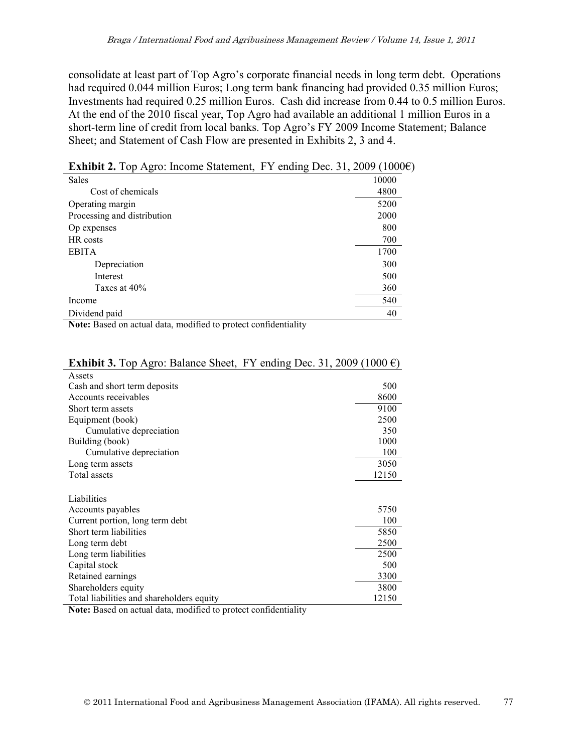consolidate at least part of Top Agro's corporate financial needs in long term debt. Operations had required 0.044 million Euros; Long term bank financing had provided 0.35 million Euros; Investments had required 0.25 million Euros. Cash did increase from 0.44 to 0.5 million Euros. At the end of the 2010 fiscal year, Top Agro had available an additional 1 million Euros in a short-term line of credit from local banks. Top Agro's FY 2009 Income Statement; Balance Sheet; and Statement of Cash Flow are presented in Exhibits 2, 3 and 4.

**Exhibit 2.** Top Agro: Income Statement, FY ending Dec. 31, 2009 (1000€)

| | |
|---|---|
| Sales | 10000 |
| Cost of chemicals | 4800 |
| Operating margin | 5200 |
| Processing and distribution | 2000 |
| Op expenses | 800 |
| HR costs | 700 |
| EBITA | 1700 |
| Depreciation | 300 |
| Interest | 500 |
| Taxes at 40% | 360 |
| Income | 540 |
| Dividend paid | 40 |

**Note:** Based on actual data, modified to protect confidentiality

**Exhibit 3.** Top Agro: Balance Sheet, FY ending Dec. 31, 2009 (1000 €)

| | |
|---|---|
| Assets | |
| Cash and short term deposits | 500 |
| Accounts receivables | 8600 |
| Short term assets | 9100 |
| Equipment (book) | 2500 |
| Cumulative depreciation | 350 |
| Building (book) | 1000 |
| Cumulative depreciation | 100 |
| Long term assets | 3050 |
| Total assets | 12150 |
| | |
| Liabilities | |
| Accounts payables | 5750 |
| Current portion, long term debt | 100 |
| Short term liabilities | 5850 |
| Long term debt | 2500 |
| Long term liabilities | 2500 |
| Capital stock | 500 |
| Retained earnings | 3300 |
| Shareholders equity | 3800 |
| Total liabilities and shareholders equity | 12150 |

**Note:** Based on actual data, modified to protect confidentiality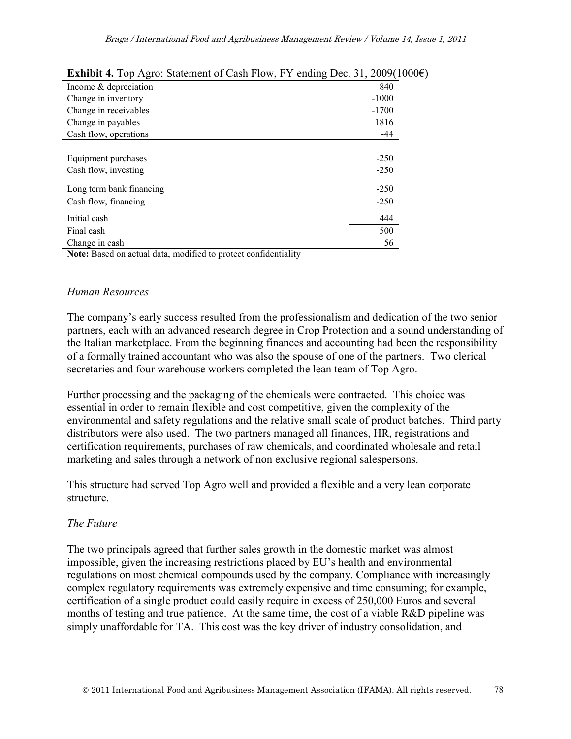**Exhibit 4.** Top Agro: Statement of Cash Flow, FY ending Dec. 31, 2009(1000€)

| | |
|---|---|
| Income & depreciation | 840 |
| Change in inventory | -1000 |
| Change in receivables | -1700 |
| Change in payables | 1816 |
| Cash flow, operations | -44 |
| | |
| Equipment purchases | -250 |
| Cash flow, investing | -250 |
| Long term bank financing | -250 |
| Cash flow, financing | -250 |
| Initial cash | 444 |
| Final cash | 500 |
| Change in cash | 56 |

**Note:** Based on actual data, modified to protect confidentiality

### *Human Resources*

The company's early success resulted from the professionalism and dedication of the two senior partners, each with an advanced research degree in Crop Protection and a sound understanding of the Italian marketplace. From the beginning finances and accounting had been the responsibility of a formally trained accountant who was also the spouse of one of the partners. Two clerical secretaries and four warehouse workers completed the lean team of Top Agro.

Further processing and the packaging of the chemicals were contracted. This choice was essential in order to remain flexible and cost competitive, given the complexity of the environmental and safety regulations and the relative small scale of product batches. Third party distributors were also used. The two partners managed all finances, HR, registrations and certification requirements, purchases of raw chemicals, and coordinated wholesale and retail marketing and sales through a network of non exclusive regional salespersons.

This structure had served Top Agro well and provided a flexible and a very lean corporate structure.

### *The Future*

The two principals agreed that further sales growth in the domestic market was almost impossible, given the increasing restrictions placed by EU's health and environmental regulations on most chemical compounds used by the company. Compliance with increasingly complex regulatory requirements was extremely expensive and time consuming; for example, certification of a single product could easily require in excess of 250,000 Euros and several months of testing and true patience. At the same time, the cost of a viable R&D pipeline was simply unaffordable for TA. This cost was the key driver of industry consolidation, and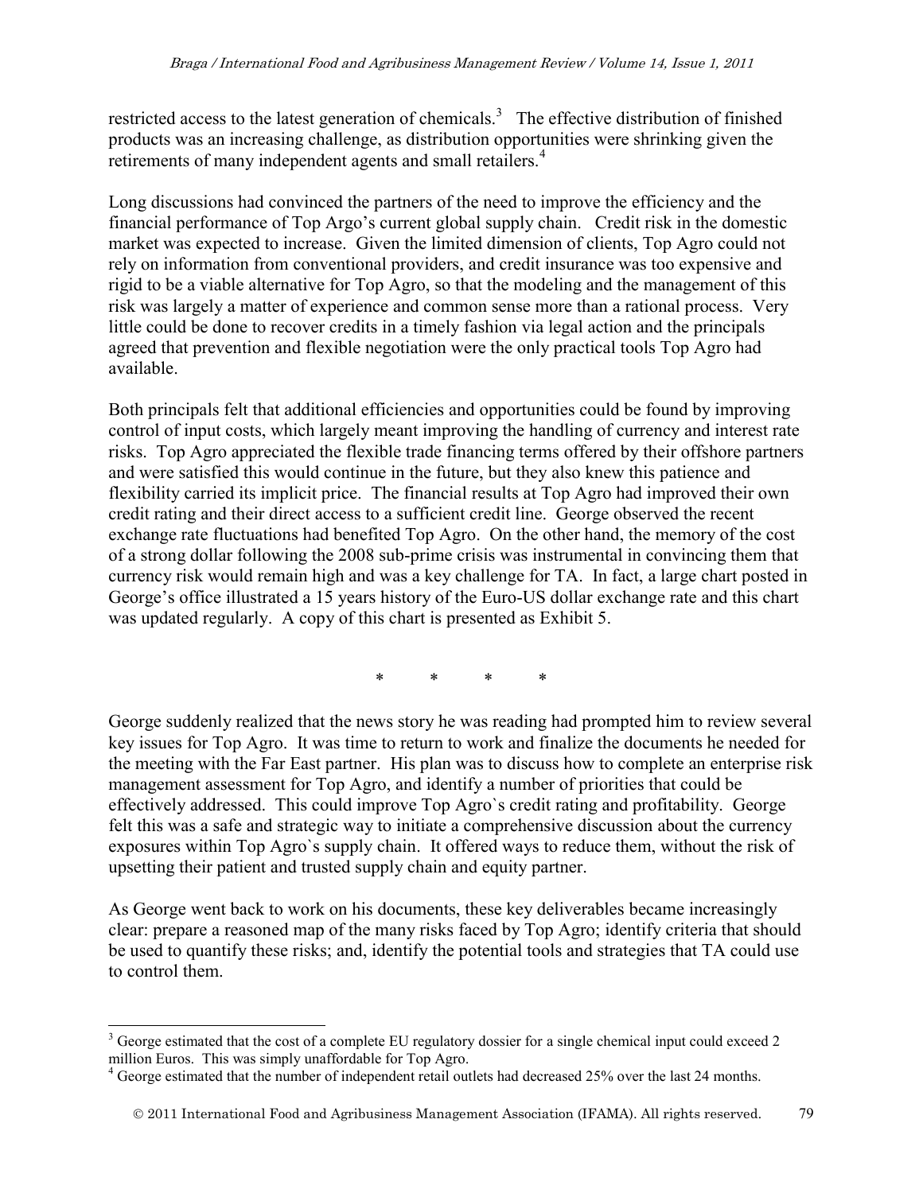restricted access to the latest generation of chemicals.[3] The effective distribution of finished products was an increasing challenge, as distribution opportunities were shrinking given the retirements of many independent agents and small retailers.[4]

Long discussions had convinced the partners of the need to improve the efficiency and the financial performance of Top Argo's current global supply chain. Credit risk in the domestic market was expected to increase. Given the limited dimension of clients, Top Agro could not rely on information from conventional providers, and credit insurance was too expensive and rigid to be a viable alternative for Top Agro, so that the modeling and the management of this risk was largely a matter of experience and common sense more than a rational process. Very little could be done to recover credits in a timely fashion via legal action and the principals agreed that prevention and flexible negotiation were the only practical tools Top Agro had available.

Both principals felt that additional efficiencies and opportunities could be found by improving control of input costs, which largely meant improving the handling of currency and interest rate risks. Top Agro appreciated the flexible trade financing terms offered by their offshore partners and were satisfied this would continue in the future, but they also knew this patience and flexibility carried its implicit price. The financial results at Top Agro had improved their own credit rating and their direct access to a sufficient credit line. George observed the recent exchange rate fluctuations had benefited Top Agro. On the other hand, the memory of the cost of a strong dollar following the 2008 sub-prime crisis was instrumental in convincing them that currency risk would remain high and was a key challenge for TA. In fact, a large chart posted in George's office illustrated a 15 years history of the Euro-US dollar exchange rate and this chart was updated regularly. A copy of this chart is presented as Exhibit 5.

\* \* \* \*

George suddenly realized that the news story he was reading had prompted him to review several key issues for Top Agro. It was time to return to work and finalize the documents he needed for the meeting with the Far East partner. His plan was to discuss how to complete an enterprise risk management assessment for Top Agro, and identify a number of priorities that could be effectively addressed. This could improve Top Agro`s credit rating and profitability. George felt this was a safe and strategic way to initiate a comprehensive discussion about the currency exposures within Top Agro`s supply chain. It offered ways to reduce them, without the risk of upsetting their patient and trusted supply chain and equity partner.

As George went back to work on his documents, these key deliverables became increasingly clear: prepare a reasoned map of the many risks faced by Top Agro; identify criteria that should be used to quantify these risks; and, identify the potential tools and strategies that TA could use to control them.

---

[3] George estimated that the cost of a complete EU regulatory dossier for a single chemical input could exceed 2 million Euros. This was simply unaffordable for Top Agro.

[4] George estimated that the number of independent retail outlets had decreased 25% over the last 24 months.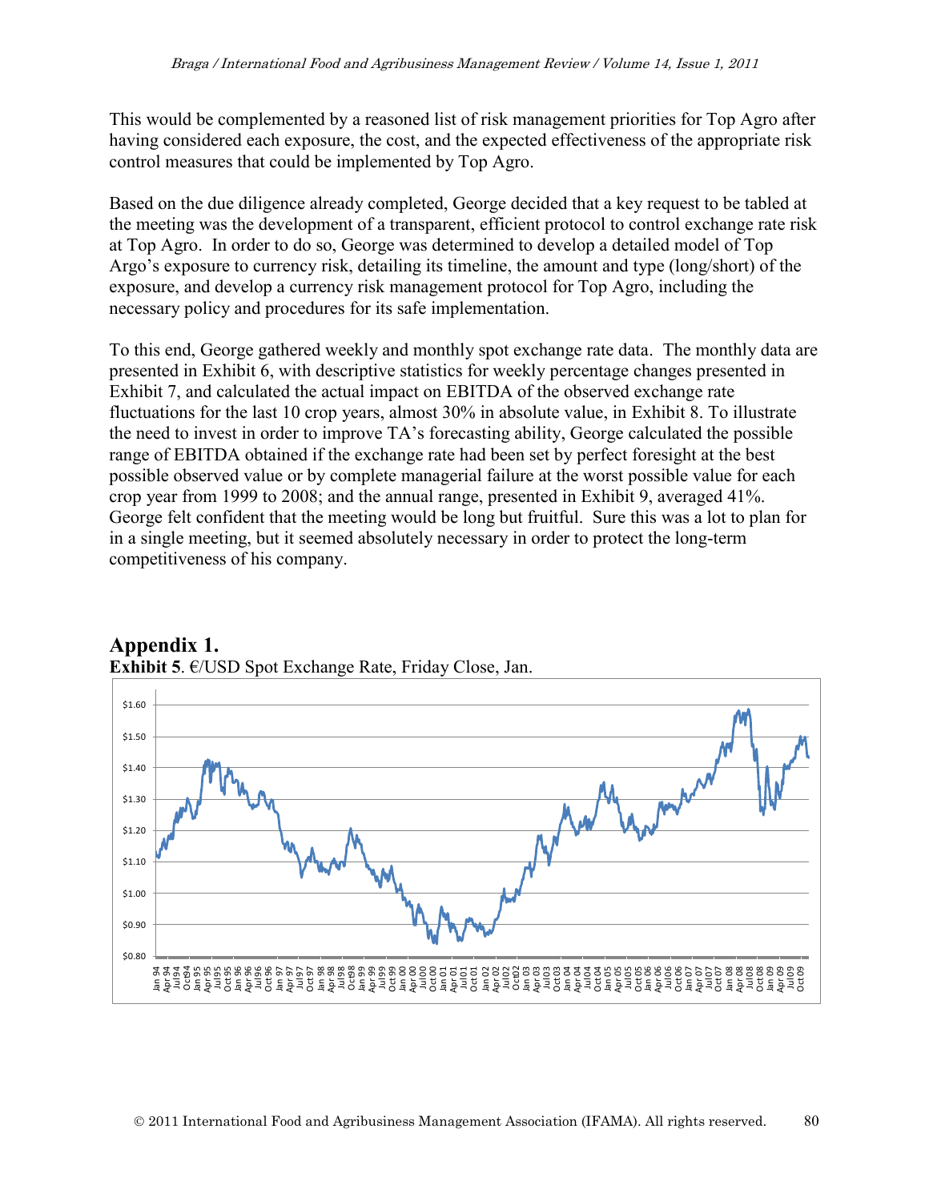This would be complemented by a reasoned list of risk management priorities for Top Agro after having considered each exposure, the cost, and the expected effectiveness of the appropriate risk control measures that could be implemented by Top Agro.

Based on the due diligence already completed, George decided that a key request to be tabled at the meeting was the development of a transparent, efficient protocol to control exchange rate risk at Top Agro. In order to do so, George was determined to develop a detailed model of Top Argo's exposure to currency risk, detailing its timeline, the amount and type (long/short) of the exposure, and develop a currency risk management protocol for Top Agro, including the necessary policy and procedures for its safe implementation.

To this end, George gathered weekly and monthly spot exchange rate data. The monthly data are presented in Exhibit 6, with descriptive statistics for weekly percentage changes presented in Exhibit 7, and calculated the actual impact on EBITDA of the observed exchange rate fluctuations for the last 10 crop years, almost 30% in absolute value, in Exhibit 8. To illustrate the need to invest in order to improve TA's forecasting ability, George calculated the possible range of EBITDA obtained if the exchange rate had been set by perfect foresight at the best possible observed value or by complete managerial failure at the worst possible value for each crop year from 1999 to 2008; and the annual range, presented in Exhibit 9, averaged 41%. George felt confident that the meeting would be long but fruitful. Sure this was a lot to plan for in a single meeting, but it seemed absolutely necessary in order to protect the long-term competitiveness of his company.

## Appendix 1.

**Exhibit 5**. €/USD Spot Exchange Rate, Friday Close, Jan.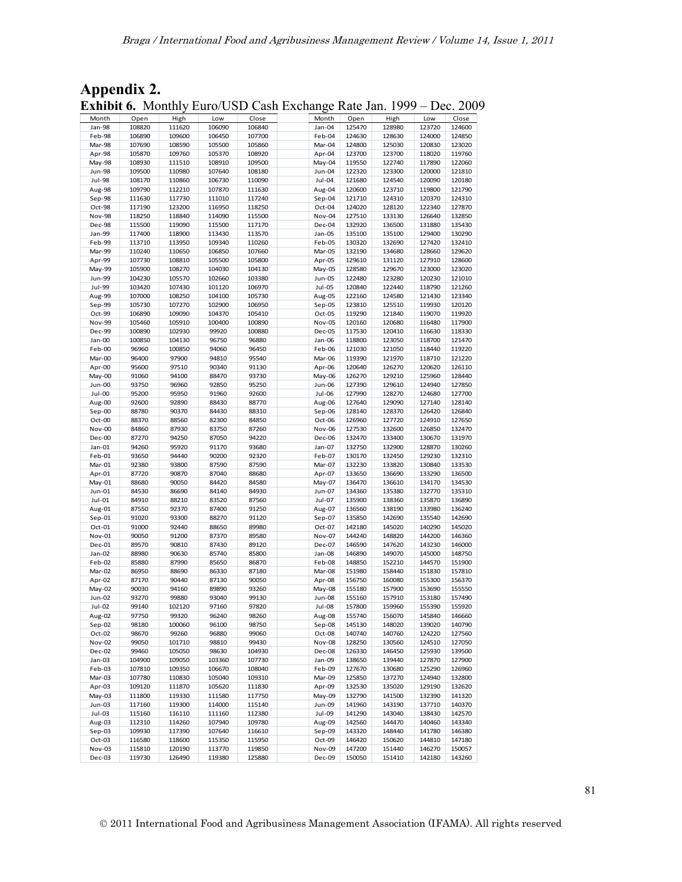## Appendix 2.

**Exhibit 6.** Monthly Euro/USD Cash Exchange Rate Jan. 1999 – Dec. 2009

| Month | Open | High | Low | Close | | Month | Open | High | Low | Close |
|---|---|---|---|---|---|---|---|---|---|---|
| Jan-98 | 108820 | 111620 | 106090 | 106840 | | Jan-04 | 125470 | 128980 | 123720 | 124600 |
| Feb-98 | 106890 | 109600 | 106450 | 107700 | | Feb-04 | 124630 | 128630 | 124000 | 124850 |
| Mar-98 | 107690 | 108590 | 105500 | 105860 | | Mar-04 | 124800 | 125030 | 120830 | 123020 |
| Apr-98 | 105870 | 109760 | 105370 | 108920 | | Apr-04 | 123700 | 123700 | 118020 | 119760 |
| May-98 | 108930 | 111510 | 108910 | 109500 | | May-04 | 119550 | 122740 | 117890 | 122060 |
| Jun-98 | 109500 | 110980 | 107640 | 108180 | | Jun-04 | 122320 | 123300 | 120000 | 121810 |
| Jul-98 | 108170 | 110860 | 106730 | 110090 | | Jul-04 | 121680 | 124540 | 120090 | 120180 |
| Aug-98 | 109790 | 112210 | 107870 | 111630 | | Aug-04 | 120600 | 123710 | 119800 | 121790 |
| Sep-98 | 111630 | 117730 | 111010 | 117240 | | Sep-04 | 121710 | 124310 | 120370 | 124310 |
| Oct-98 | 117190 | 123200 | 116950 | 118250 | | Oct-04 | 124020 | 128120 | 122340 | 127870 |
| Nov-98 | 118250 | 118840 | 114090 | 115500 | | Nov-04 | 127510 | 133130 | 126640 | 132850 |
| Dec-98 | 115500 | 119090 | 115500 | 117170 | | Dec-04 | 132920 | 136500 | 131880 | 135430 |
| Jan-99 | 117400 | 118900 | 113430 | 113570 | | Jan-05 | 135100 | 135100 | 129400 | 130290 |
| Feb-99 | 113710 | 113950 | 109340 | 110260 | | Feb-05 | 130320 | 132690 | 127420 | 132410 |
| Mar-99 | 110240 | 110650 | 106850 | 107660 | | Mar-05 | 132190 | 134680 | 128660 | 129620 |
| Apr-99 | 107730 | 108810 | 105500 | 105800 | | Apr-05 | 129610 | 131120 | 127910 | 128600 |
| May-99 | 105900 | 108270 | 104030 | 104130 | | May-05 | 128580 | 129670 | 123000 | 123020 |
| Jun-99 | 104230 | 105570 | 102660 | 103380 | | Jun-05 | 122480 | 123280 | 120230 | 121010 |
| Jul-99 | 103420 | 107430 | 101120 | 106970 | | Jul-05 | 120840 | 122440 | 118790 | 121260 |
| Aug-99 | 107000 | 108250 | 104100 | 105730 | | Aug-05 | 122160 | 124580 | 121430 | 123340 |
| Sep-99 | 105730 | 107270 | 102900 | 106950 | | Sep-05 | 123810 | 125510 | 119930 | 120120 |
| Oct-99 | 106890 | 109090 | 104370 | 105410 | | Oct-05 | 119290 | 121840 | 119070 | 119920 |
| Nov-99 | 105460 | 105910 | 100400 | 100890 | | Nov-05 | 120160 | 120680 | 116480 | 117900 |
| Dec-99 | 100890 | 102930 | 99920 | 100880 | | Dec-05 | 117530 | 120410 | 116630 | 118330 |
| Jan-00 | 100850 | 104130 | 96750 | 96880 | | Jan-06 | 118800 | 123050 | 118700 | 121470 |
| Feb-00 | 96960 | 100850 | 94060 | 96450 | | Feb-06 | 121030 | 121050 | 118440 | 119220 |
| Mar-00 | 96400 | 97900 | 94810 | 95540 | | Mar-06 | 119390 | 121970 | 118710 | 121220 |
| Apr-00 | 95600 | 97510 | 90340 | 91130 | | Apr-06 | 120640 | 126270 | 120620 | 126110 |
| May-00 | 91060 | 94100 | 88470 | 93730 | | May-06 | 126270 | 129210 | 125960 | 128440 |
| Jun-00 | 93750 | 96960 | 92850 | 95250 | | Jun-06 | 127390 | 129610 | 124940 | 127850 |
| Jul-00 | 95200 | 95950 | 91960 | 92600 | | Jul-06 | 127990 | 128270 | 124680 | 127700 |
| Aug-00 | 92600 | 92890 | 88430 | 88770 | | Aug-06 | 127640 | 129090 | 127140 | 128140 |
| Sep-00 | 88780 | 90370 | 84430 | 88310 | | Sep-06 | 128140 | 128370 | 126420 | 126840 |
| Oct-00 | 88370 | 88560 | 82300 | 84850 | | Oct-06 | 126960 | 127720 | 124910 | 127650 |
| Nov-00 | 84860 | 87930 | 83750 | 87260 | | Nov-06 | 127530 | 132600 | 126850 | 132470 |
| Dec-00 | 87270 | 94250 | 87050 | 94220 | | Dec-06 | 132470 | 133400 | 130670 | 131970 |
| Jan-01 | 94260 | 95920 | 91170 | 93680 | | Jan-07 | 132750 | 132900 | 128870 | 130260 |
| Feb-01 | 93650 | 94440 | 90200 | 92320 | | Feb-07 | 130170 | 132450 | 129230 | 132310 |
| Mar-01 | 92380 | 93800 | 87590 | 87590 | | Mar-07 | 132230 | 133820 | 130840 | 133530 |
| Apr-01 | 87720 | 90870 | 87040 | 88680 | | Apr-07 | 133650 | 136690 | 133290 | 136500 |
| May-01 | 88680 | 90050 | 84420 | 84580 | | May-07 | 136470 | 136610 | 134170 | 134530 |
| Jun-01 | 84530 | 86690 | 84140 | 84930 | | Jun-07 | 134360 | 135380 | 132770 | 135310 |
| Jul-01 | 84910 | 88210 | 83520 | 87560 | | Jul-07 | 135900 | 138360 | 135870 | 136890 |
| Aug-01 | 87550 | 92370 | 87400 | 91250 | | Aug-07 | 136560 | 138190 | 133980 | 136240 |
| Sep-01 | 91020 | 93300 | 88270 | 91120 | | Sep-07 | 135850 | 142690 | 135540 | 142690 |
| Oct-01 | 91000 | 92440 | 88650 | 89980 | | Oct-07 | 142180 | 145020 | 140290 | 145020 |
| Nov-01 | 90050 | 91200 | 87370 | 89580 | | Nov-07 | 144240 | 148820 | 144200 | 146360 |
| Dec-01 | 89570 | 90810 | 87430 | 89120 | | Dec-07 | 146590 | 147620 | 143230 | 146000 |
| Jan-02 | 88980 | 90630 | 85740 | 85800 | | Jan-08 | 146890 | 149070 | 145000 | 148750 |
| Feb-02 | 85880 | 87990 | 85650 | 86870 | | Feb-08 | 148850 | 152210 | 144570 | 151900 |
| Mar-02 | 86950 | 88690 | 86330 | 87180 | | Mar-08 | 151980 | 158440 | 151830 | 157810 |
| Apr-02 | 87170 | 90440 | 87130 | 90050 | | Apr-08 | 156750 | 160080 | 155300 | 156370 |
| May-02 | 90030 | 94160 | 89890 | 93260 | | May-08 | 155180 | 157900 | 153690 | 155550 |
| Jun-02 | 93270 | 99880 | 93040 | 99130 | | Jun-08 | 155160 | 157910 | 153180 | 157490 |
| Jul-02 | 99140 | 102120 | 97160 | 97820 | | Jul-08 | 157800 | 159960 | 155390 | 155920 |
| Aug-02 | 97750 | 99320 | 96240 | 98260 | | Aug-08 | 155740 | 156070 | 145840 | 146660 |
| Sep-02 | 98180 | 100060 | 96100 | 98750 | | Sep-08 | 145130 | 148020 | 139020 | 140790 |
| Oct-02 | 98670 | 99260 | 96880 | 99060 | | Oct-08 | 140740 | 140760 | 124220 | 127560 |
| Nov-02 | 99050 | 101710 | 98810 | 99430 | | Nov-08 | 128250 | 130560 | 124510 | 127050 |
| Dec-02 | 99460 | 105050 | 98630 | 104930 | | Dec-08 | 126330 | 146450 | 125930 | 139500 |
| Jan-03 | 104900 | 109050 | 103360 | 107730 | | Jan-09 | 138650 | 139440 | 127870 | 127900 |
| Feb-03 | 107810 | 109350 | 106670 | 108040 | | Feb-09 | 127670 | 130680 | 125290 | 126960 |
| Mar-03 | 107780 | 110830 | 105040 | 109310 | | Mar-09 | 125850 | 137270 | 124940 | 132800 |
| Apr-03 | 109120 | 111870 | 105620 | 111830 | | Apr-09 | 132530 | 135020 | 129190 | 132620 |
| May-03 | 111800 | 119330 | 111580 | 117750 | | May-09 | 132790 | 141500 | 132390 | 141320 |
| Jun-03 | 117160 | 119300 | 114000 | 115140 | | Jun-09 | 141960 | 143190 | 137710 | 140370 |
| Jul-03 | 115160 | 116110 | 111160 | 112380 | | Jul-09 | 141290 | 143040 | 138430 | 142570 |
| Aug-03 | 112310 | 114260 | 107940 | 109780 | | Aug-09 | 142560 | 144470 | 140460 | 143340 |
| Sep-03 | 109930 | 117390 | 107640 | 116610 | | Sep-09 | 143320 | 148440 | 141780 | 146380 |
| Oct-03 | 116580 | 118600 | 115350 | 115950 | | Oct-09 | 146420 | 150620 | 144810 | 147180 |
| Nov-03 | 115810 | 120190 | 113770 | 119850 | | Nov-09 | 147200 | 151440 | 146270 | 150057 |
| Dec-03 | 119730 | 126490 | 119380 | 125880 | | Dec-09 | 150050 | 151410 | 142180 | 143260 |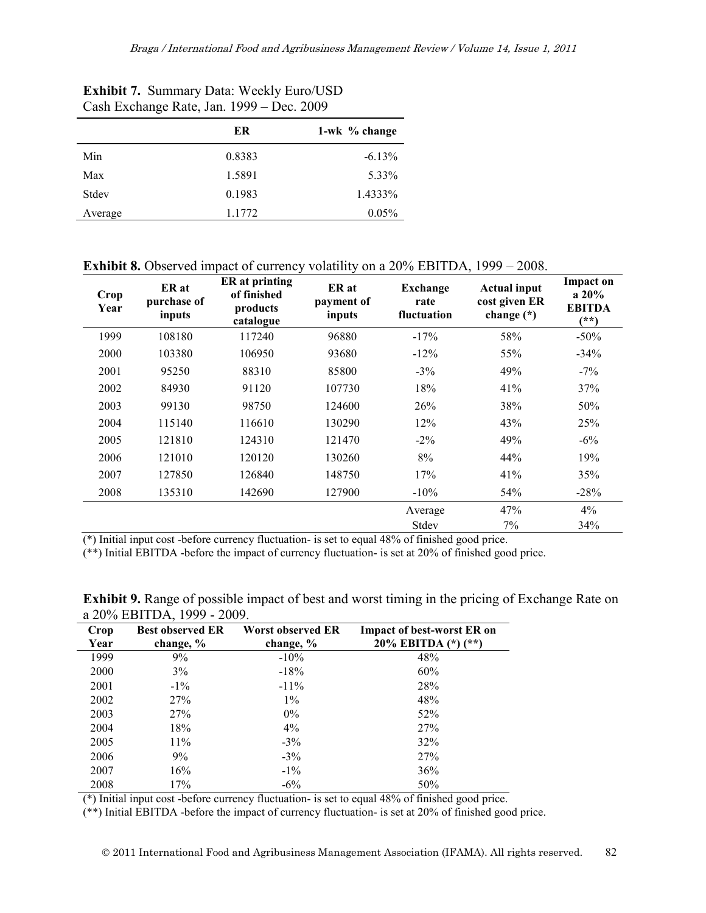**Exhibit 7.** Summary Data: Weekly Euro/USD Cash Exchange Rate, Jan. 1999 – Dec. 2009

| | ER | 1-wk % change |
|---|---|---|
| Min | 0.8383 | -6.13% |
| Max | 1.5891 | 5.33% |
| Stdev | 0.1983 | 1.4333% |
| Average | 1.1772 | 0.05% |

**Exhibit 8.** Observed impact of currency volatility on a 20% EBITDA, 1999 – 2008.

| Crop Year | ER at purchase of inputs | ER at printing of finished products catalogue | ER at payment of inputs | Exchange rate fluctuation | Actual input cost given ER change (*) | Impact on a 20% EBITDA (**) |
|---|---|---|---|---|---|---|
| 1999 | 108180 | 117240 | 96880 | -17% | 58% | -50% |
| 2000 | 103380 | 106950 | 93680 | -12% | 55% | -34% |
| 2001 | 95250 | 88310 | 85800 | -3% | 49% | -7% |
| 2002 | 84930 | 91120 | 107730 | 18% | 41% | 37% |
| 2003 | 99130 | 98750 | 124600 | 26% | 38% | 50% |
| 2004 | 115140 | 116610 | 130290 | 12% | 43% | 25% |
| 2005 | 121810 | 124310 | 121470 | -2% | 49% | -6% |
| 2006 | 121010 | 120120 | 130260 | 8% | 44% | 19% |
| 2007 | 127850 | 126840 | 148750 | 17% | 41% | 35% |
| 2008 | 135310 | 142690 | 127900 | -10% | 54% | -28% |
| | | | | Average | 47% | 4% |
| | | | | Stdev | 7% | 34% |

(*) Initial input cost -before currency fluctuation- is set to equal 48% of finished good price.

(**) Initial EBITDA -before the impact of currency fluctuation- is set at 20% of finished good price.

**Exhibit 9.** Range of possible impact of best and worst timing in the pricing of Exchange Rate on a 20% EBITDA, 1999 - 2009.

| Crop Year | Best observed ER change, % | Worst observed ER change, % | Impact of best-worst ER on 20% EBITDA (*) (**) |
|---|---|---|---|
| 1999 | 9% | -10% | 48% |
| 2000 | 3% | -18% | 60% |
| 2001 | -1% | -11% | 28% |
| 2002 | 27% | 1% | 48% |
| 2003 | 27% | 0% | 52% |
| 2004 | 18% | 4% | 27% |
| 2005 | 11% | -3% | 32% |
| 2006 | 9% | -3% | 27% |
| 2007 | 16% | -1% | 36% |
| 2008 | 17% | -6% | 50% |

(*) Initial input cost -before currency fluctuation- is set to equal 48% of finished good price.

(**) Initial EBITDA -before the impact of currency fluctuation- is set at 20% of finished good price.